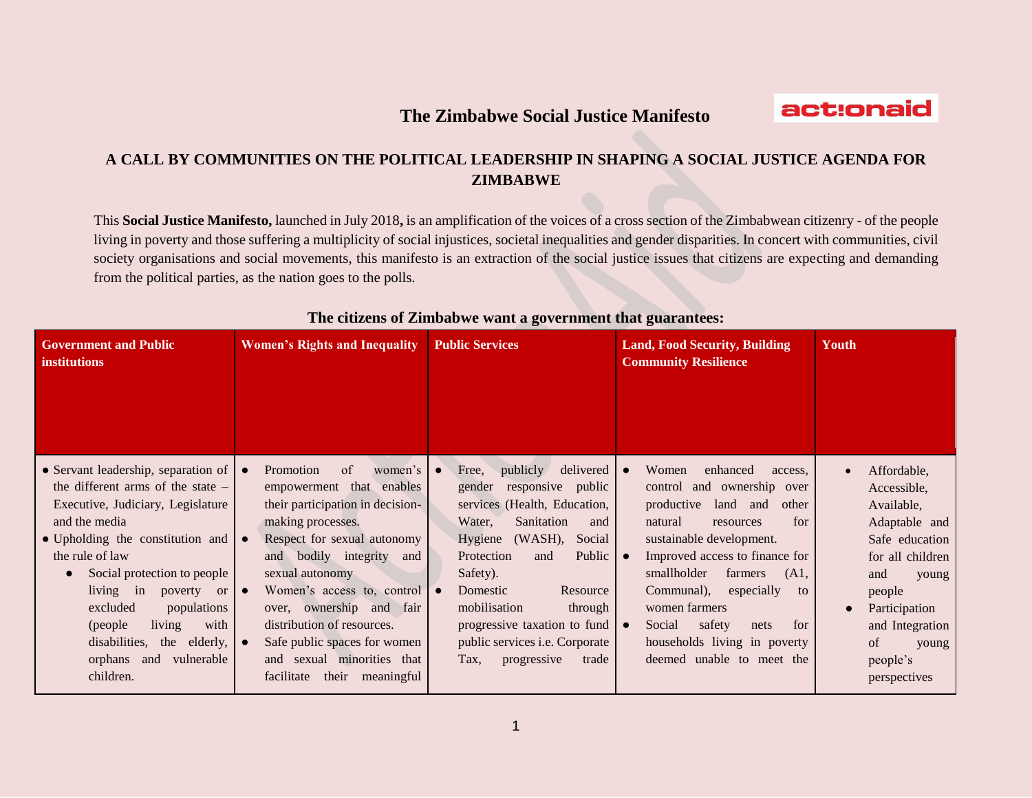# The Zimbabwe Social Justice Manifesto

actionaid

## A CALL BY COMMUNITIES ON THE POLITICAL LEADERSHIP IN SHAPING A SOCIAL JUSTICE AGENDA FOR ZIMBABWE

This **Social Justice Manifesto,** launched in July 2018**,** is an amplification of the voices of a cross section of the Zimbabwean citizenry - of the people living in poverty and those suffering a multiplicity of social injustices, societal inequalities and gender disparities. In concert with communities, civil society organisations and social movements, this manifesto is an extraction of the social justice issues that citizens are expecting and demanding from the political parties, as the nation goes to the polls.

### The citizens of Zimbabwe want a government that guarantees:

| Government and Public institutions | Women's Rights and Inequality | Public Services | Land, Food Security, Building Community Resilience | Youth |
|---|---|---|---|---|
| • Servant leadership, separation of the different arms of the state – Executive, Judiciary, Legislature and the media<br>• Upholding the constitution and the rule of law<br>• Social protection to people living in poverty or excluded populations (people living with disabilities, the elderly, orphans and vulnerable children. | • Promotion of women's empowerment that enables their participation in decision-making processes.<br>• Respect for sexual autonomy and bodily integrity and sexual autonomy<br>• Women's access to, control over, ownership and fair distribution of resources.<br>• Safe public spaces for women and sexual minorities that facilitate their meaningful | • Free, publicly delivered gender responsive public services (Health, Education, Water, Sanitation and Hygiene (WASH), Social Protection and Public Safety).<br>• Domestic Resource mobilisation through progressive taxation to fund public services i.e. Corporate Tax, progressive trade | • Women enhanced access, control and ownership over productive land and other natural resources for sustainable development.<br>• Improved access to finance for smallholder farmers (A1, Communal), especially to women farmers<br>• Social safety nets for households living in poverty deemed unable to meet the | • Affordable, Accessible, Available, Adaptable and Safe education for all children and young people<br>• Participation and Integration of young people's perspectives |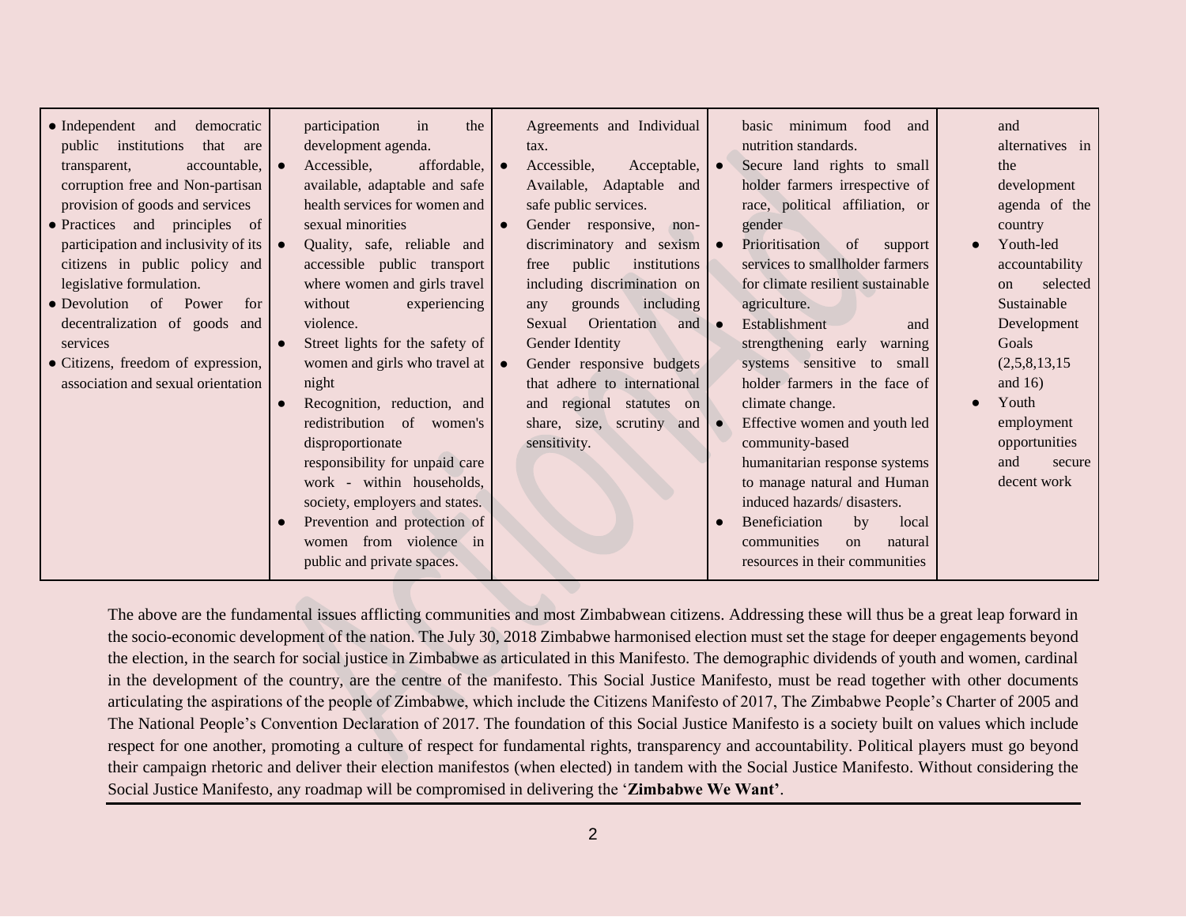| | | | | |
|---|---|---|---|---|
| • Independent and democratic public institutions that are transparent, accountable, corruption free and Non-partisan provision of goods and services<br>• Practices and principles of participation and inclusivity of its citizens in public policy and legislative formulation.<br>• Devolution of Power for decentralization of goods and services<br>• Citizens, freedom of expression, association and sexual orientation | participation in the development agenda.<br>• Accessible, affordable, available, adaptable and safe health services for women and sexual minorities<br>• Quality, safe, reliable and accessible public transport where women and girls travel without experiencing violence.<br>• Street lights for the safety of women and girls who travel at night<br>• Recognition, reduction, and redistribution of women's disproportionate responsibility for unpaid care work - within households, society, employers and states.<br>• Prevention and protection of women from violence in public and private spaces. | Agreements and Individual tax.<br>• Accessible, Acceptable, Available, Adaptable and safe public services.<br>• Gender responsive, non-discriminatory and sexism free public institutions including discrimination on any grounds including Sexual Orientation and Gender Identity<br>• Gender responsive budgets that adhere to international and regional statutes on share, size, scrutiny and sensitivity. | basic minimum food and nutrition standards.<br>• Secure land rights to small holder farmers irrespective of race, political affiliation, or gender<br>• Prioritisation of support services to smallholder farmers for climate resilient sustainable agriculture.<br>• Establishment and strengthening early warning systems sensitive to small holder farmers in the face of climate change.<br>• Effective women and youth led community-based humanitarian response systems to manage natural and Human induced hazards/ disasters.<br>• Beneficiation by local communities on natural resources in their communities | and alternatives in the development agenda of the country<br>• Youth-led accountability on selected Sustainable Development Goals (2,5,8,13,15 and 16)<br>• Youth employment opportunities and secure decent work |

The above are the fundamental issues afflicting communities and most Zimbabwean citizens. Addressing these will thus be a great leap forward in the socio-economic development of the nation. The July 30, 2018 Zimbabwe harmonised election must set the stage for deeper engagements beyond the election, in the search for social justice in Zimbabwe as articulated in this Manifesto. The demographic dividends of youth and women, cardinal in the development of the country, are the centre of the manifesto. This Social Justice Manifesto, must be read together with other documents articulating the aspirations of the people of Zimbabwe, which include the Citizens Manifesto of 2017, The Zimbabwe People's Charter of 2005 and The National People's Convention Declaration of 2017. The foundation of this Social Justice Manifesto is a society built on values which include respect for one another, promoting a culture of respect for fundamental rights, transparency and accountability. Political players must go beyond their campaign rhetoric and deliver their election manifestos (when elected) in tandem with the Social Justice Manifesto. Without considering the Social Justice Manifesto, any roadmap will be compromised in delivering the '**Zimbabwe We Want**'.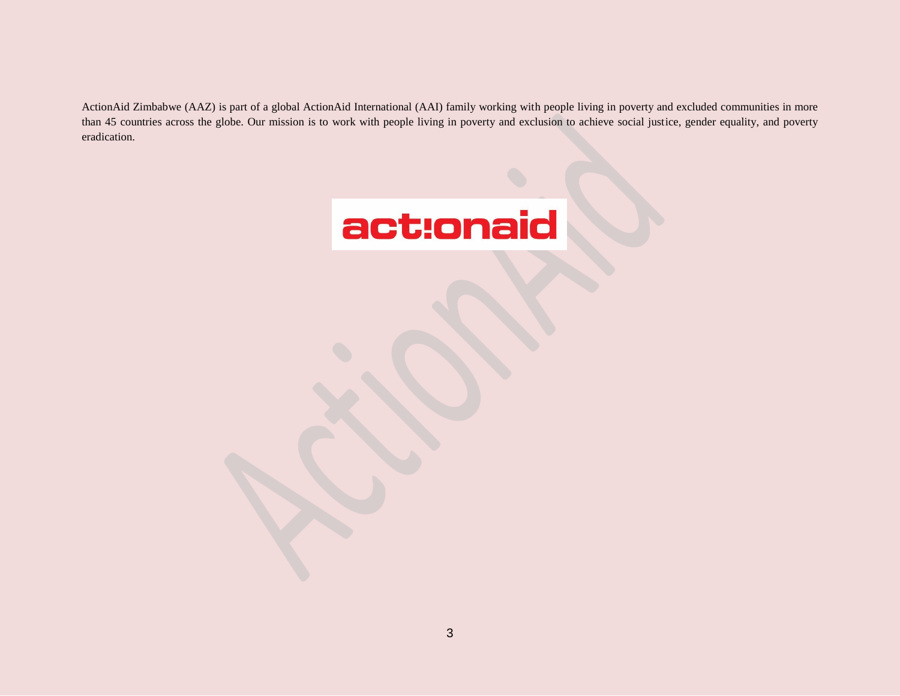ActionAid Zimbabwe (AAZ) is part of a global ActionAid International (AAI) family working with people living in poverty and excluded communities in more than 45 countries across the globe. Our mission is to work with people living in poverty and exclusion to achieve social justice, gender equality, and poverty eradication.